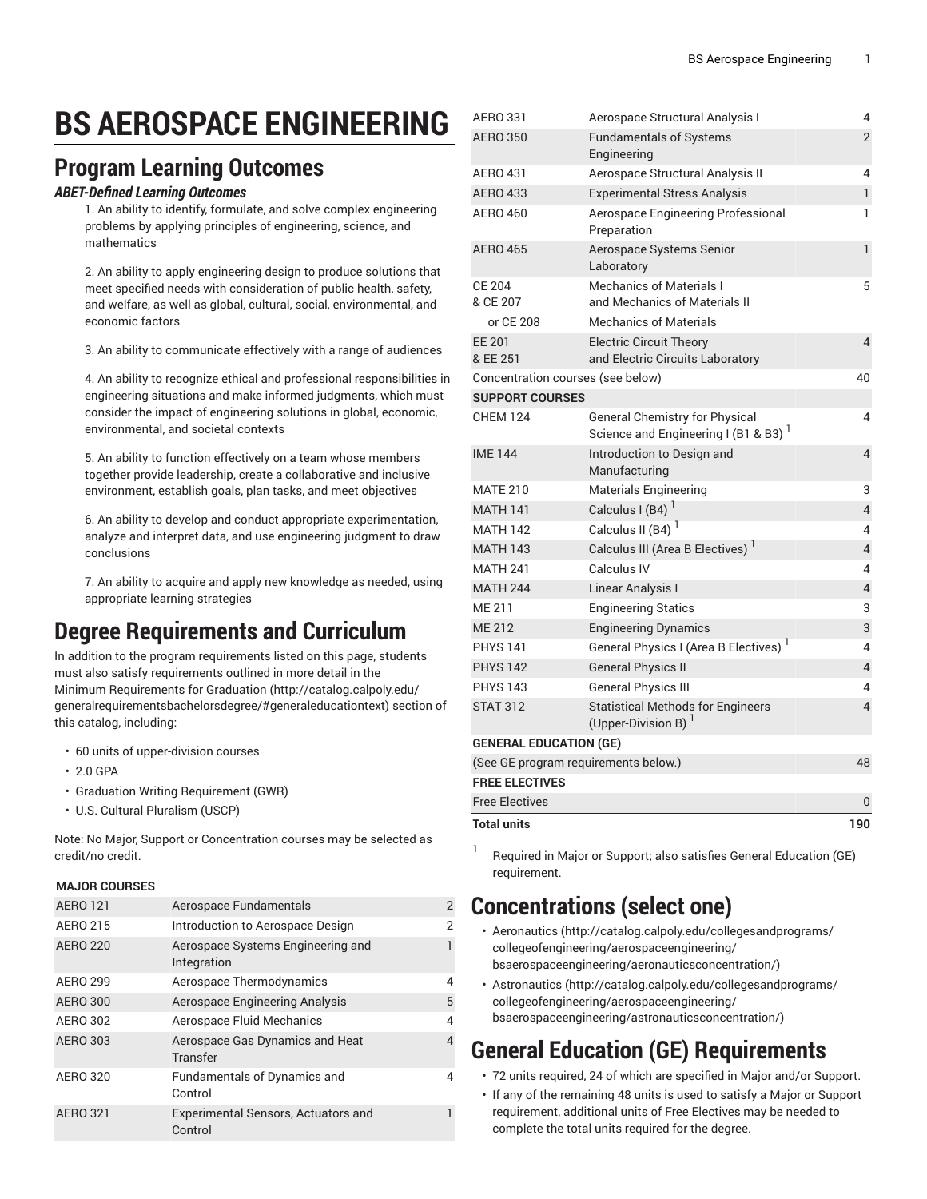# BS AEROSPACE ENGINEERING

## Program Learning Outcomes

### *ABET-Defined Learning Outcomes*

1. An ability to identify, formulate, and solve complex engineering problems by applying principles of engineering, science, and mathematics

2. An ability to apply engineering design to produce solutions that meet specified needs with consideration of public health, safety, and welfare, as well as global, cultural, social, environmental, and economic factors

3. An ability to communicate effectively with a range of audiences

4. An ability to recognize ethical and professional responsibilities in engineering situations and make informed judgments, which must consider the impact of engineering solutions in global, economic, environmental, and societal contexts

5. An ability to function effectively on a team whose members together provide leadership, create a collaborative and inclusive environment, establish goals, plan tasks, and meet objectives

6. An ability to develop and conduct appropriate experimentation, analyze and interpret data, and use engineering judgment to draw conclusions

7. An ability to acquire and apply new knowledge as needed, using appropriate learning strategies

## Degree Requirements and Curriculum

In addition to the program requirements listed on this page, students must also satisfy requirements outlined in more detail in the Minimum Requirements for Graduation (http://catalog.calpoly.edu/generalrequirementsbachelorsdegree/#generaleducationtext) section of this catalog, including:

- 60 units of upper-division courses
- 2.0 GPA
- Graduation Writing Requirement (GWR)
- U.S. Cultural Pluralism (USCP)

Note: No Major, Support or Concentration courses may be selected as credit/no credit.

| | | |
|---|---|---|
| **MAJOR COURSES** | | |
| AERO 121 | Aerospace Fundamentals | 2 |
| AERO 215 | Introduction to Aerospace Design | 2 |
| AERO 220 | Aerospace Systems Engineering and Integration | 1 |
| AERO 299 | Aerospace Thermodynamics | 4 |
| AERO 300 | Aerospace Engineering Analysis | 5 |
| AERO 302 | Aerospace Fluid Mechanics | 4 |
| AERO 303 | Aerospace Gas Dynamics and Heat Transfer | 4 |
| AERO 320 | Fundamentals of Dynamics and Control | 4 |
| AERO 321 | Experimental Sensors, Actuators and Control | 1 |
| AERO 331 | Aerospace Structural Analysis I | 4 |
| AERO 350 | Fundamentals of Systems Engineering | 2 |
| AERO 431 | Aerospace Structural Analysis II | 4 |
| AERO 433 | Experimental Stress Analysis | 1 |
| AERO 460 | Aerospace Engineering Professional Preparation | 1 |
| AERO 465 | Aerospace Systems Senior Laboratory | 1 |
| CE 204 & CE 207 | Mechanics of Materials I and Mechanics of Materials II | 5 |
| or CE 208 | Mechanics of Materials | |
| EE 201 & EE 251 | Electric Circuit Theory and Electric Circuits Laboratory | 4 |
| Concentration courses (see below) | | 40 |
| **SUPPORT COURSES** | | |
| CHEM 124 | General Chemistry for Physical Science and Engineering I (B1 & B3) [1] | 4 |
| IME 144 | Introduction to Design and Manufacturing | 4 |
| MATE 210 | Materials Engineering | 3 |
| MATH 141 | Calculus I (B4) [1] | 4 |
| MATH 142 | Calculus II (B4) [1] | 4 |
| MATH 143 | Calculus III (Area B Electives) [1] | 4 |
| MATH 241 | Calculus IV | 4 |
| MATH 244 | Linear Analysis I | 4 |
| ME 211 | Engineering Statics | 3 |
| ME 212 | Engineering Dynamics | 3 |
| PHYS 141 | General Physics I (Area B Electives) [1] | 4 |
| PHYS 142 | General Physics II | 4 |
| PHYS 143 | General Physics III | 4 |
| STAT 312 | Statistical Methods for Engineers (Upper-Division B) [1] | 4 |
| **GENERAL EDUCATION (GE)** | | |
| (See GE program requirements below.) | | 48 |
| **FREE ELECTIVES** | | |
| Free Electives | | 0 |
| **Total units** | | **190** |

[1] Required in Major or Support; also satisfies General Education (GE) requirement.

## Concentrations (select one)

- Aeronautics (http://catalog.calpoly.edu/collegesandprograms/collegeofengineering/aerospaceengineering/bsaerospaceengineering/aeronauticsconcentration/)
- Astronautics (http://catalog.calpoly.edu/collegesandprograms/collegeofengineering/aerospaceengineering/bsaerospaceengineering/astronauticsconcentration/)

## General Education (GE) Requirements

- 72 units required, 24 of which are specified in Major and/or Support.
- If any of the remaining 48 units is used to satisfy a Major or Support requirement, additional units of Free Electives may be needed to complete the total units required for the degree.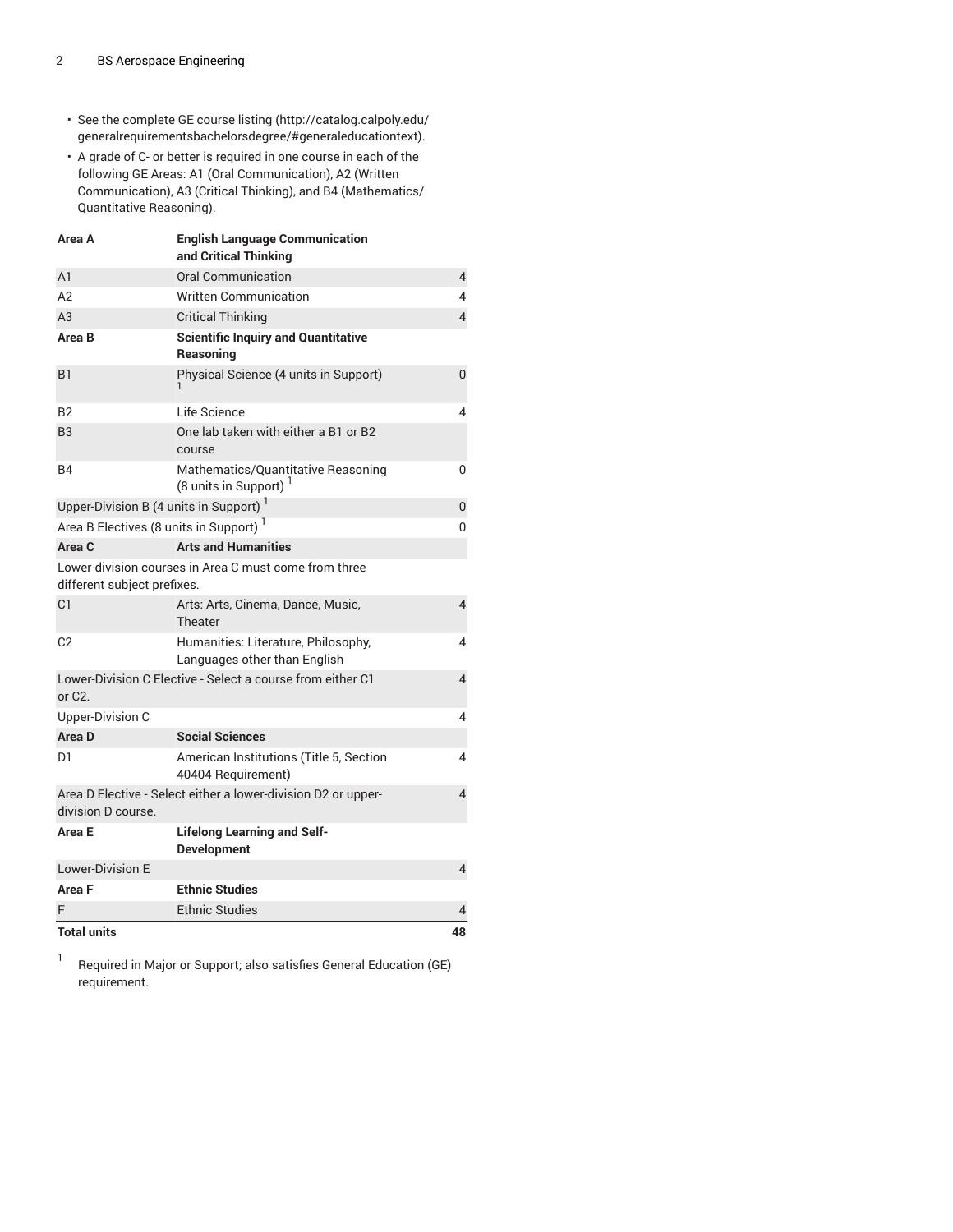- See the complete GE course listing (http://catalog.calpoly.edu/generalrequirementsbachelorsdegree/#generaleducationtext).
- A grade of C- or better is required in one course in each of the following GE Areas: A1 (Oral Communication), A2 (Written Communication), A3 (Critical Thinking), and B4 (Mathematics/Quantitative Reasoning).

| | | |
|---|---|---|
| **Area A** | **English Language Communication and Critical Thinking** | |
| A1 | Oral Communication | 4 |
| A2 | Written Communication | 4 |
| A3 | Critical Thinking | 4 |
| **Area B** | **Scientific Inquiry and Quantitative Reasoning** | |
| B1 | Physical Science (4 units in Support) [1] | 0 |
| B2 | Life Science | 4 |
| B3 | One lab taken with either a B1 or B2 course | |
| B4 | Mathematics/Quantitative Reasoning (8 units in Support) [1] | 0 |
| Upper-Division B (4 units in Support) [1] | | 0 |
| Area B Electives (8 units in Support) [1] | | 0 |
| **Area C** | **Arts and Humanities** | |
| Lower-division courses in Area C must come from three different subject prefixes. | | |
| C1 | Arts: Arts, Cinema, Dance, Music, Theater | 4 |
| C2 | Humanities: Literature, Philosophy, Languages other than English | 4 |
| Lower-Division C Elective - Select a course from either C1 or C2. | | 4 |
| Upper-Division C | | 4 |
| **Area D** | **Social Sciences** | |
| D1 | American Institutions (Title 5, Section 40404 Requirement) | 4 |
| Area D Elective - Select either a lower-division D2 or upper-division D course. | | 4 |
| **Area E** | **Lifelong Learning and Self-Development** | |
| Lower-Division E | | 4 |
| **Area F** | **Ethnic Studies** | |
| F | Ethnic Studies | 4 |
| **Total units** | | **48** |

[1] Required in Major or Support; also satisfies General Education (GE) requirement.